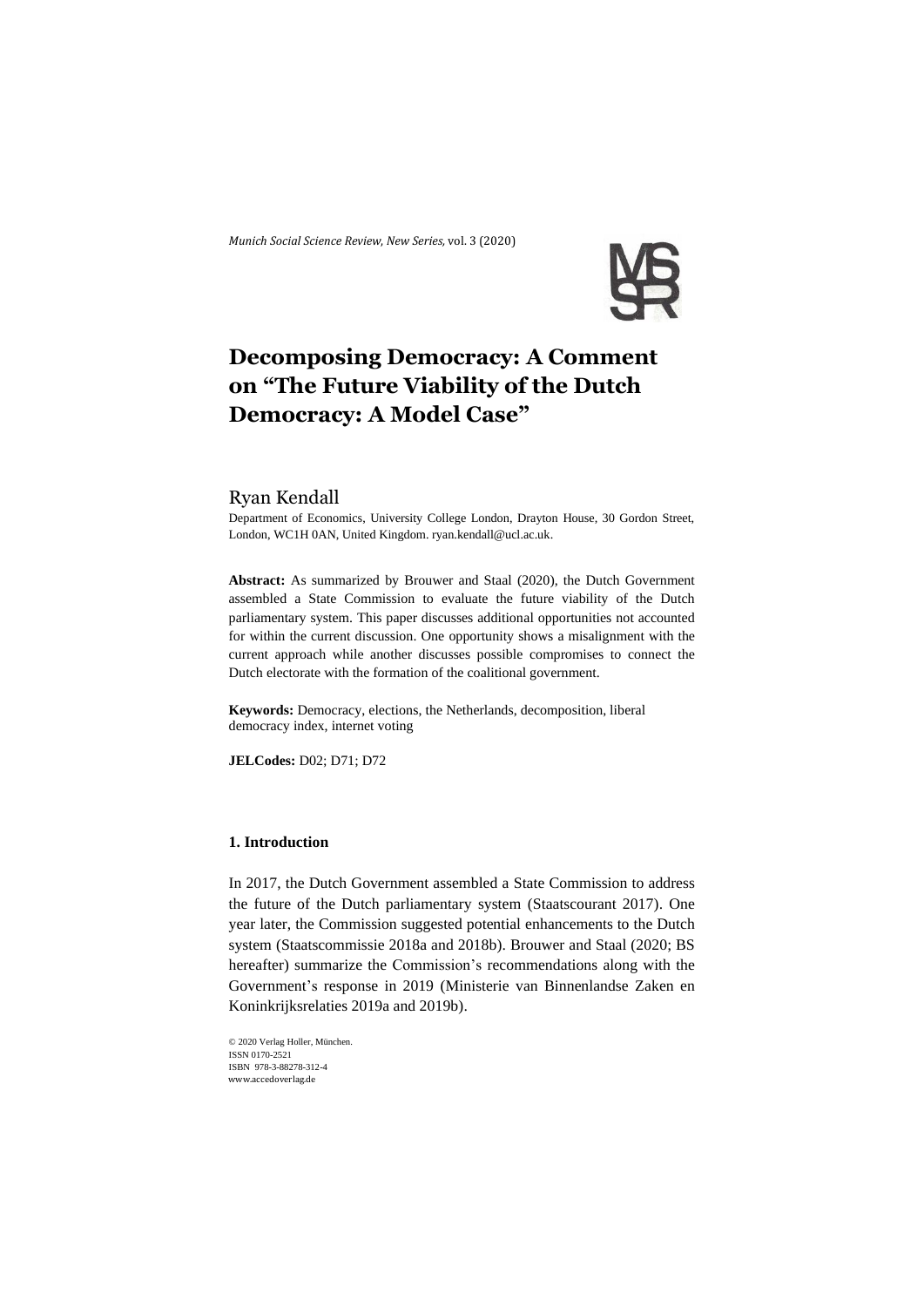*Munich Social Science Review, New Series,* vol. 3 (2020)

# Decomposing Democracy: A Comment on "The Future Viability of the Dutch Democracy: A Model Case"

Ryan Kendall

Department of Economics, University College London, Drayton House, 30 Gordon Street, London, WC1H 0AN, United Kingdom. ryan.kendall@ucl.ac.uk.

**Abstract:** As summarized by Brouwer and Staal (2020), the Dutch Government assembled a State Commission to evaluate the future viability of the Dutch parliamentary system. This paper discusses additional opportunities not accounted for within the current discussion. One opportunity shows a misalignment with the current approach while another discusses possible compromises to connect the Dutch electorate with the formation of the coalitional government.

**Keywords:** Democracy, elections, the Netherlands, decomposition, liberal democracy index, internet voting

**JELCodes:** D02; D71; D72

## 1. Introduction

In 2017, the Dutch Government assembled a State Commission to address the future of the Dutch parliamentary system (Staatscourant 2017). One year later, the Commission suggested potential enhancements to the Dutch system (Staatscommissie 2018a and 2018b). Brouwer and Staal (2020; BS hereafter) summarize the Commission's recommendations along with the Government's response in 2019 (Ministerie van Binnenlandse Zaken en Koninkrijksrelaties 2019a and 2019b).

© 2020 Verlag Holler, München.
ISSN 0170-2521
ISBN 978-3-88278-312-4
www.accedoverlag.de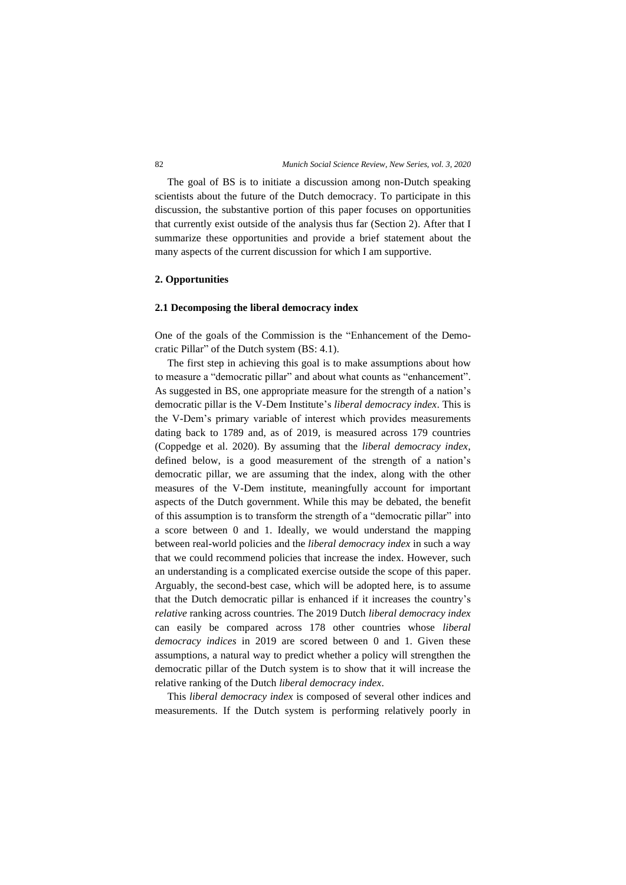The goal of BS is to initiate a discussion among non-Dutch speaking scientists about the future of the Dutch democracy. To participate in this discussion, the substantive portion of this paper focuses on opportunities that currently exist outside of the analysis thus far (Section 2). After that I summarize these opportunities and provide a brief statement about the many aspects of the current discussion for which I am supportive.

## 2. Opportunities

### 2.1 Decomposing the liberal democracy index

One of the goals of the Commission is the "Enhancement of the Democratic Pillar" of the Dutch system (BS: 4.1).

The first step in achieving this goal is to make assumptions about how to measure a "democratic pillar" and about what counts as "enhancement". As suggested in BS, one appropriate measure for the strength of a nation's democratic pillar is the V-Dem Institute's *liberal democracy index*. This is the V-Dem's primary variable of interest which provides measurements dating back to 1789 and, as of 2019, is measured across 179 countries (Coppedge et al. 2020). By assuming that the *liberal democracy index*, defined below, is a good measurement of the strength of a nation's democratic pillar, we are assuming that the index, along with the other measures of the V-Dem institute, meaningfully account for important aspects of the Dutch government. While this may be debated, the benefit of this assumption is to transform the strength of a "democratic pillar" into a score between 0 and 1. Ideally, we would understand the mapping between real-world policies and the *liberal democracy index* in such a way that we could recommend policies that increase the index. However, such an understanding is a complicated exercise outside the scope of this paper. Arguably, the second-best case, which will be adopted here, is to assume that the Dutch democratic pillar is enhanced if it increases the country's *relative* ranking across countries. The 2019 Dutch *liberal democracy index* can easily be compared across 178 other countries whose *liberal democracy indices* in 2019 are scored between 0 and 1. Given these assumptions, a natural way to predict whether a policy will strengthen the democratic pillar of the Dutch system is to show that it will increase the relative ranking of the Dutch *liberal democracy index*.

This *liberal democracy index* is composed of several other indices and measurements. If the Dutch system is performing relatively poorly in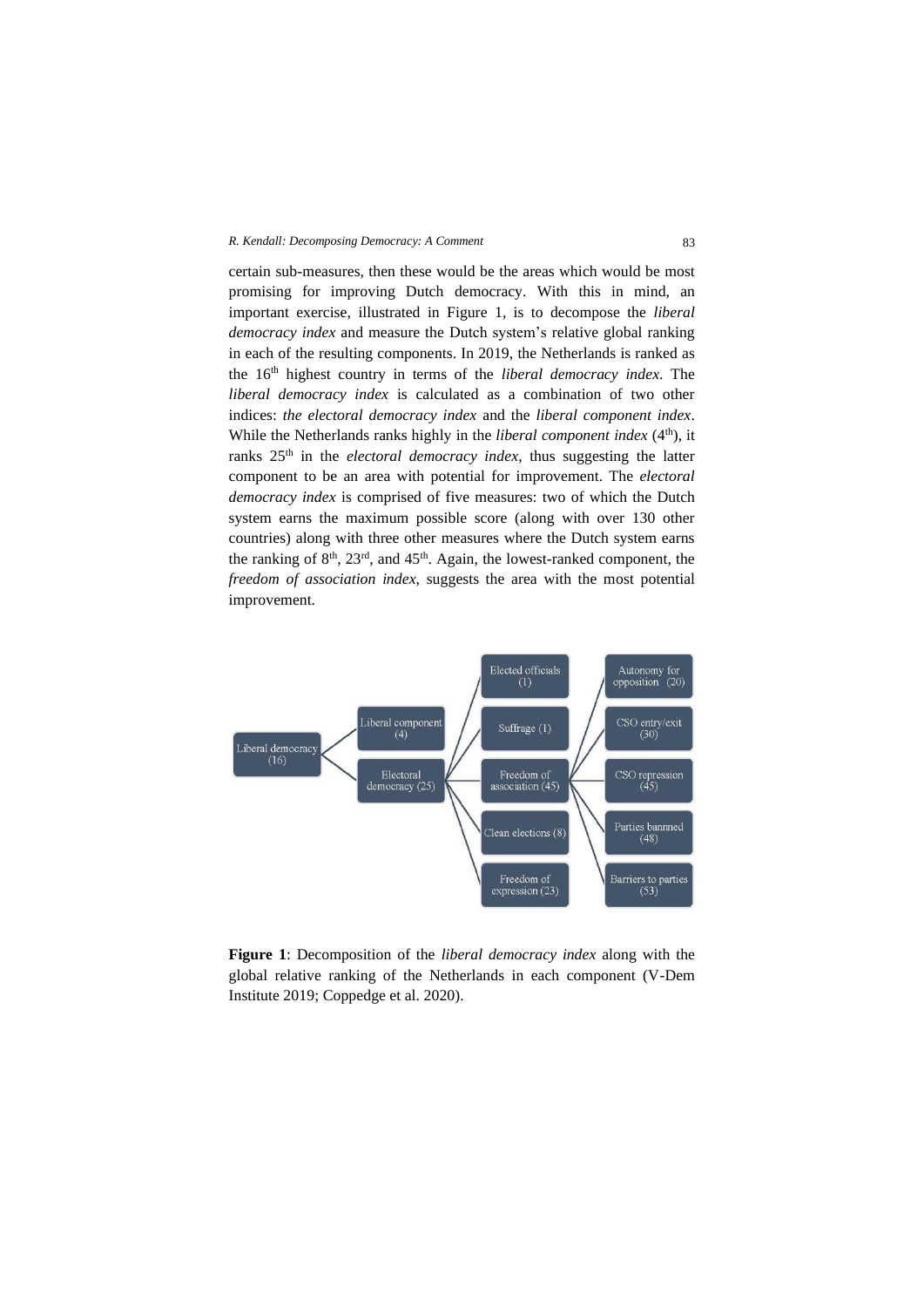certain sub-measures, then these would be the areas which would be most promising for improving Dutch democracy. With this in mind, an important exercise, illustrated in Figure 1, is to decompose the *liberal democracy index* and measure the Dutch system's relative global ranking in each of the resulting components. In 2019, the Netherlands is ranked as the 16th highest country in terms of the *liberal democracy index*. The *liberal democracy index* is calculated as a combination of two other indices: *the electoral democracy index* and the *liberal component index*. While the Netherlands ranks highly in the *liberal component index* (4th), it ranks 25th in the *electoral democracy index*, thus suggesting the latter component to be an area with potential for improvement. The *electoral democracy index* is comprised of five measures: two of which the Dutch system earns the maximum possible score (along with over 130 other countries) along with three other measures where the Dutch system earns the ranking of 8th, 23rd, and 45th. Again, the lowest-ranked component, the *freedom of association index*, suggests the area with the most potential improvement.

**Figure 1**: Decomposition of the *liberal democracy index* along with the global relative ranking of the Netherlands in each component (V-Dem Institute 2019; Coppedge et al. 2020).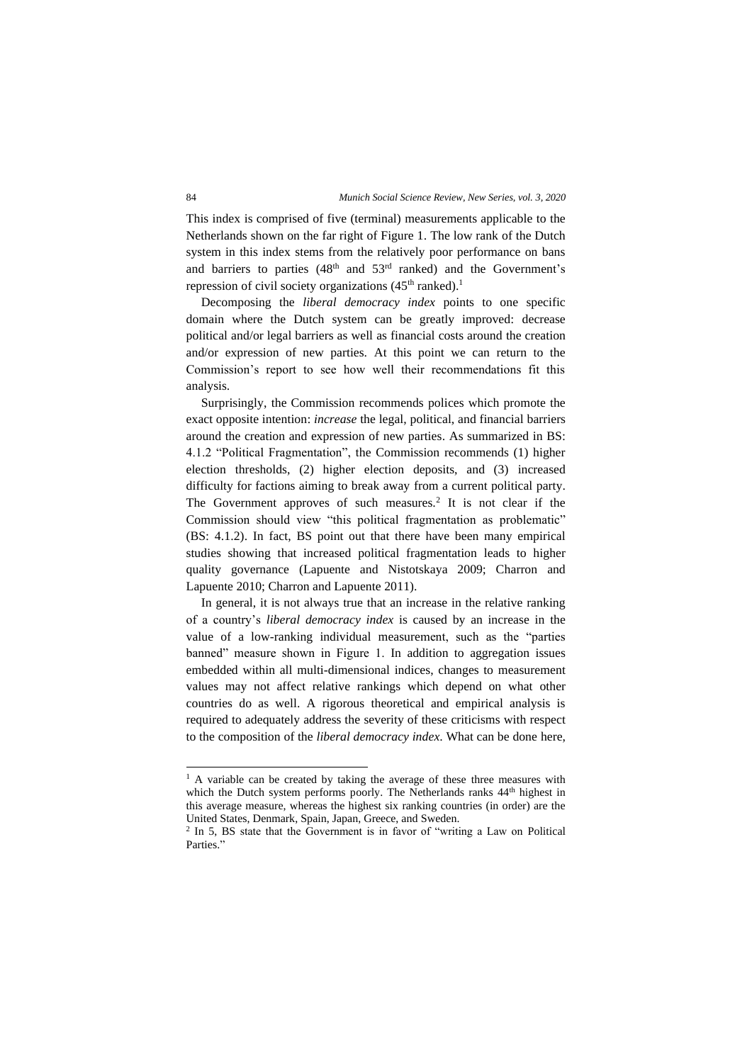This index is comprised of five (terminal) measurements applicable to the Netherlands shown on the far right of Figure 1. The low rank of the Dutch system in this index stems from the relatively poor performance on bans and barriers to parties (48th and 53rd ranked) and the Government's repression of civil society organizations (45th ranked).[1]

Decomposing the *liberal democracy index* points to one specific domain where the Dutch system can be greatly improved: decrease political and/or legal barriers as well as financial costs around the creation and/or expression of new parties. At this point we can return to the Commission's report to see how well their recommendations fit this analysis.

Surprisingly, the Commission recommends polices which promote the exact opposite intention: *increase* the legal, political, and financial barriers around the creation and expression of new parties. As summarized in BS: 4.1.2 "Political Fragmentation", the Commission recommends (1) higher election thresholds, (2) higher election deposits, and (3) increased difficulty for factions aiming to break away from a current political party. The Government approves of such measures.[2] It is not clear if the Commission should view "this political fragmentation as problematic" (BS: 4.1.2). In fact, BS point out that there have been many empirical studies showing that increased political fragmentation leads to higher quality governance (Lapuente and Nistotskaya 2009; Charron and Lapuente 2010; Charron and Lapuente 2011).

In general, it is not always true that an increase in the relative ranking of a country's *liberal democracy index* is caused by an increase in the value of a low-ranking individual measurement, such as the "parties banned" measure shown in Figure 1. In addition to aggregation issues embedded within all multi-dimensional indices, changes to measurement values may not affect relative rankings which depend on what other countries do as well. A rigorous theoretical and empirical analysis is required to adequately address the severity of these criticisms with respect to the composition of the *liberal democracy index*. What can be done here,

[1] A variable can be created by taking the average of these three measures with which the Dutch system performs poorly. The Netherlands ranks 44th highest in this average measure, whereas the highest six ranking countries (in order) are the United States, Denmark, Spain, Japan, Greece, and Sweden.

[2] In 5, BS state that the Government is in favor of "writing a Law on Political Parties."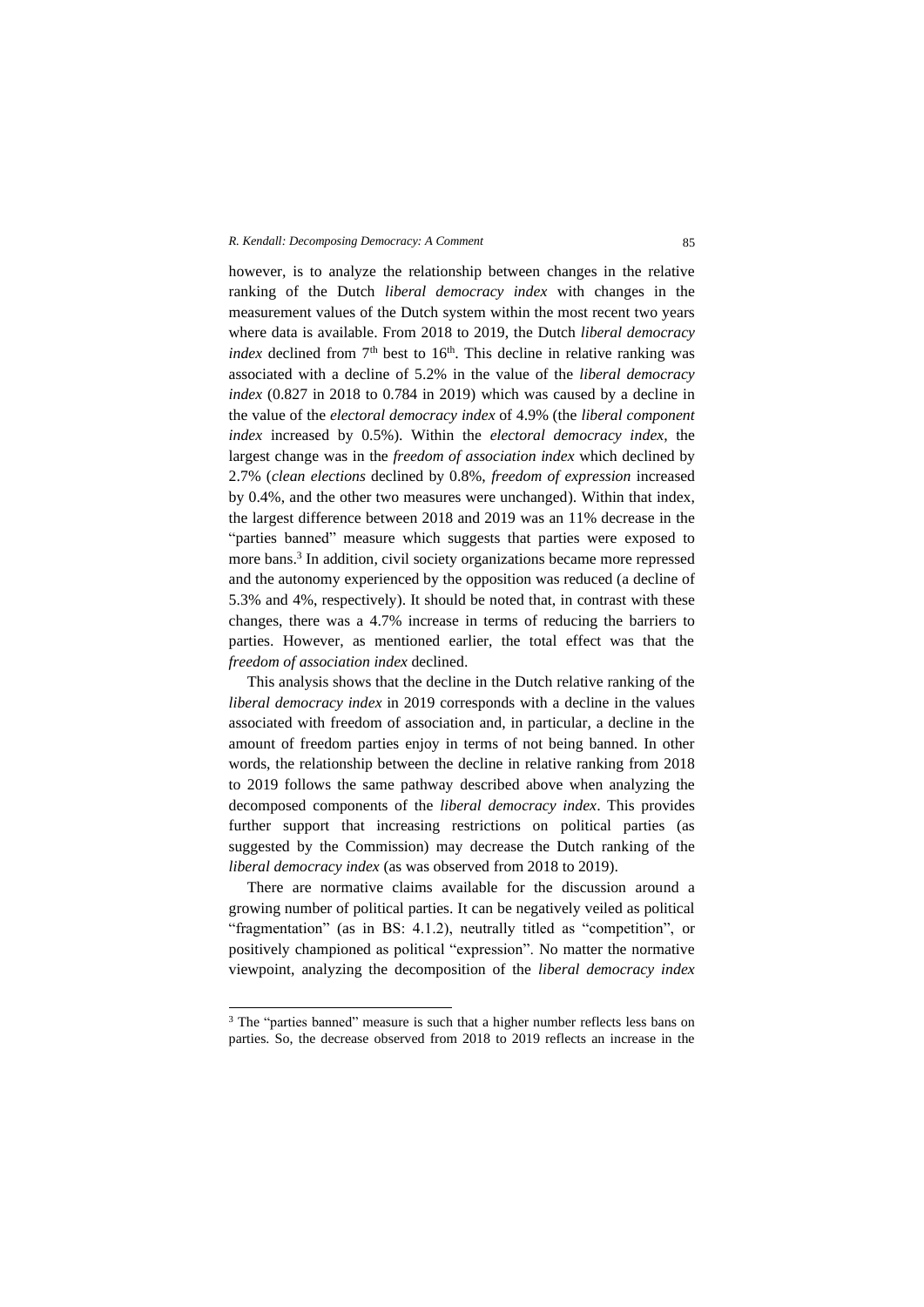however, is to analyze the relationship between changes in the relative ranking of the Dutch *liberal democracy index* with changes in the measurement values of the Dutch system within the most recent two years where data is available. From 2018 to 2019, the Dutch *liberal democracy index* declined from 7th best to 16th. This decline in relative ranking was associated with a decline of 5.2% in the value of the *liberal democracy index* (0.827 in 2018 to 0.784 in 2019) which was caused by a decline in the value of the *electoral democracy index* of 4.9% (the *liberal component index* increased by 0.5%). Within the *electoral democracy index*, the largest change was in the *freedom of association index* which declined by 2.7% (*clean elections* declined by 0.8%, *freedom of expression* increased by 0.4%, and the other two measures were unchanged). Within that index, the largest difference between 2018 and 2019 was an 11% decrease in the "parties banned" measure which suggests that parties were exposed to more bans.[3] In addition, civil society organizations became more repressed and the autonomy experienced by the opposition was reduced (a decline of 5.3% and 4%, respectively). It should be noted that, in contrast with these changes, there was a 4.7% increase in terms of reducing the barriers to parties. However, as mentioned earlier, the total effect was that the *freedom of association index* declined.

This analysis shows that the decline in the Dutch relative ranking of the *liberal democracy index* in 2019 corresponds with a decline in the values associated with freedom of association and, in particular, a decline in the amount of freedom parties enjoy in terms of not being banned. In other words, the relationship between the decline in relative ranking from 2018 to 2019 follows the same pathway described above when analyzing the decomposed components of the *liberal democracy index*. This provides further support that increasing restrictions on political parties (as suggested by the Commission) may decrease the Dutch ranking of the *liberal democracy index* (as was observed from 2018 to 2019).

There are normative claims available for the discussion around a growing number of political parties. It can be negatively veiled as political "fragmentation" (as in BS: 4.1.2), neutrally titled as "competition", or positively championed as political "expression". No matter the normative viewpoint, analyzing the decomposition of the *liberal democracy index*

[3] The "parties banned" measure is such that a higher number reflects less bans on parties. So, the decrease observed from 2018 to 2019 reflects an increase in the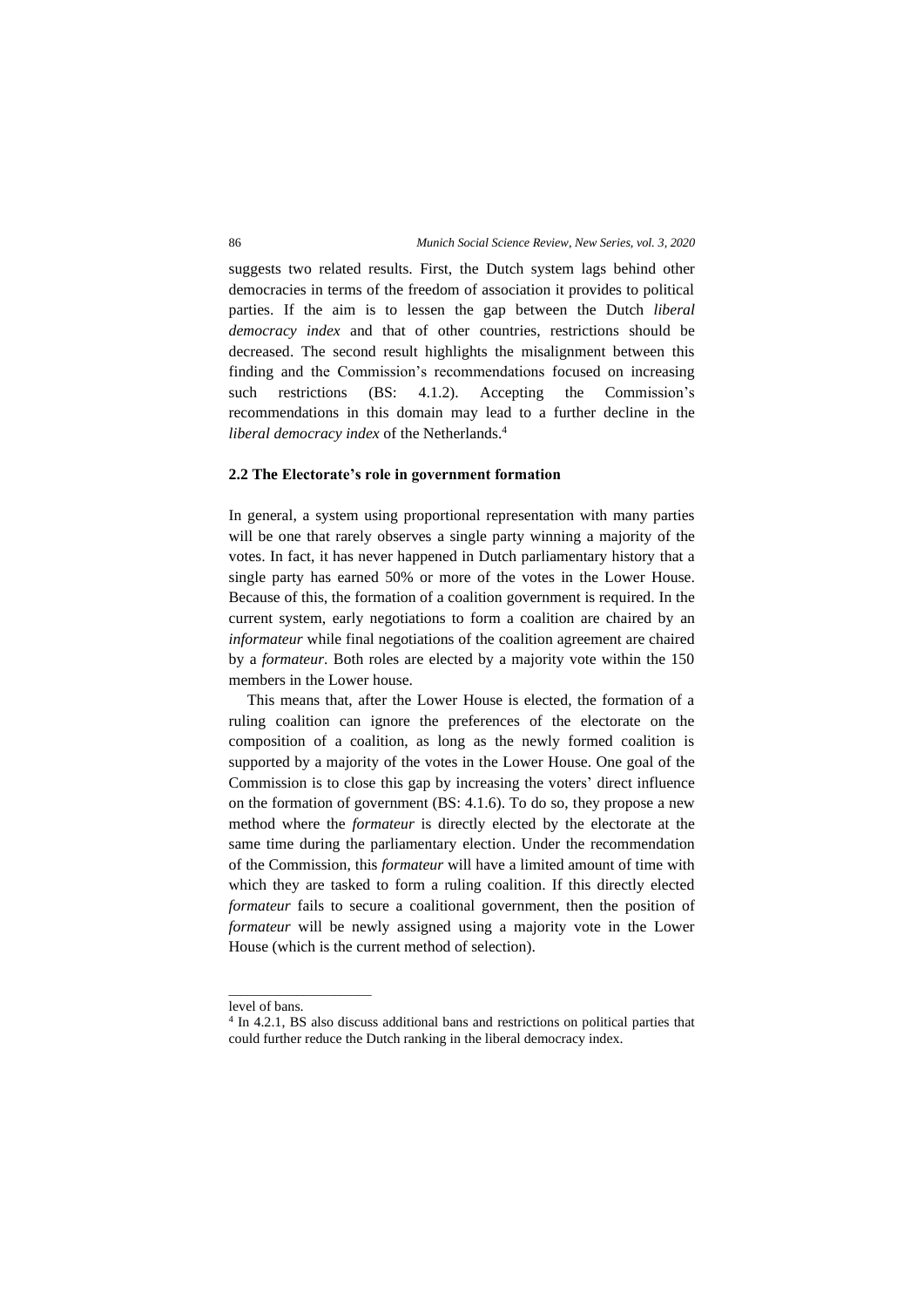suggests two related results. First, the Dutch system lags behind other democracies in terms of the freedom of association it provides to political parties. If the aim is to lessen the gap between the Dutch *liberal democracy index* and that of other countries, restrictions should be decreased. The second result highlights the misalignment between this finding and the Commission's recommendations focused on increasing such restrictions (BS: 4.1.2). Accepting the Commission's recommendations in this domain may lead to a further decline in the *liberal democracy index* of the Netherlands.[4]

## 2.2 The Electorate's role in government formation

In general, a system using proportional representation with many parties will be one that rarely observes a single party winning a majority of the votes. In fact, it has never happened in Dutch parliamentary history that a single party has earned 50% or more of the votes in the Lower House. Because of this, the formation of a coalition government is required. In the current system, early negotiations to form a coalition are chaired by an *informateur* while final negotiations of the coalition agreement are chaired by a *formateur*. Both roles are elected by a majority vote within the 150 members in the Lower house.

This means that, after the Lower House is elected, the formation of a ruling coalition can ignore the preferences of the electorate on the composition of a coalition, as long as the newly formed coalition is supported by a majority of the votes in the Lower House. One goal of the Commission is to close this gap by increasing the voters' direct influence on the formation of government (BS: 4.1.6). To do so, they propose a new method where the *formateur* is directly elected by the electorate at the same time during the parliamentary election. Under the recommendation of the Commission, this *formateur* will have a limited amount of time with which they are tasked to form a ruling coalition. If this directly elected *formateur* fails to secure a coalitional government, then the position of *formateur* will be newly assigned using a majority vote in the Lower House (which is the current method of selection).

---

level of bans.

[4] In 4.2.1, BS also discuss additional bans and restrictions on political parties that could further reduce the Dutch ranking in the liberal democracy index.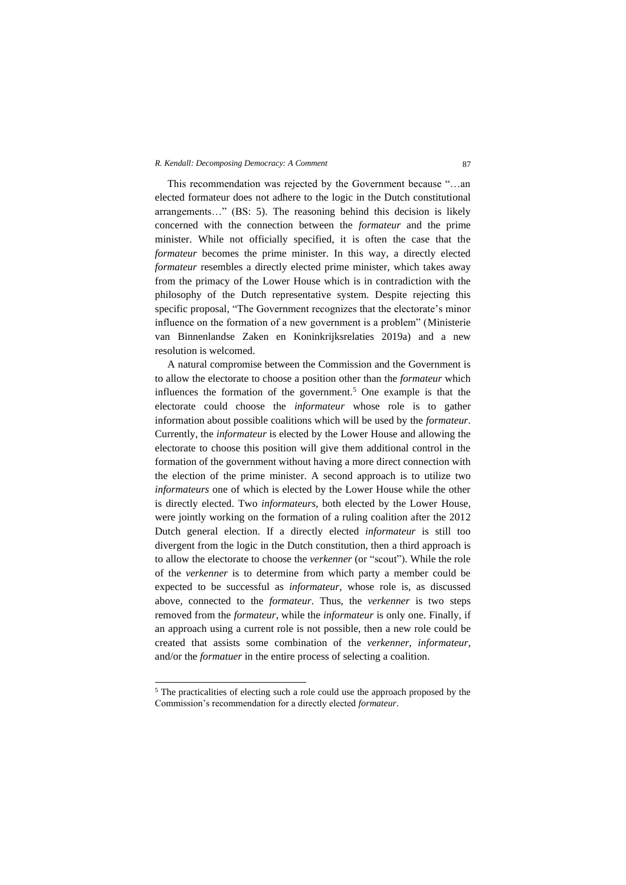This recommendation was rejected by the Government because "…an elected formateur does not adhere to the logic in the Dutch constitutional arrangements…" (BS: 5). The reasoning behind this decision is likely concerned with the connection between the *formateur* and the prime minister. While not officially specified, it is often the case that the *formateur* becomes the prime minister. In this way, a directly elected *formateur* resembles a directly elected prime minister, which takes away from the primacy of the Lower House which is in contradiction with the philosophy of the Dutch representative system. Despite rejecting this specific proposal, "The Government recognizes that the electorate's minor influence on the formation of a new government is a problem" (Ministerie van Binnenlandse Zaken en Koninkrijksrelaties 2019a) and a new resolution is welcomed.

A natural compromise between the Commission and the Government is to allow the electorate to choose a position other than the *formateur* which influences the formation of the government.[5] One example is that the electorate could choose the *informateur* whose role is to gather information about possible coalitions which will be used by the *formateur*. Currently, the *informateur* is elected by the Lower House and allowing the electorate to choose this position will give them additional control in the formation of the government without having a more direct connection with the election of the prime minister. A second approach is to utilize two *informateurs* one of which is elected by the Lower House while the other is directly elected. Two *informateurs*, both elected by the Lower House, were jointly working on the formation of a ruling coalition after the 2012 Dutch general election. If a directly elected *informateur* is still too divergent from the logic in the Dutch constitution, then a third approach is to allow the electorate to choose the *verkenner* (or "scout"). While the role of the *verkenner* is to determine from which party a member could be expected to be successful as *informateur*, whose role is, as discussed above, connected to the *formateur*. Thus, the *verkenner* is two steps removed from the *formateur*, while the *informateur* is only one. Finally, if an approach using a current role is not possible, then a new role could be created that assists some combination of the *verkenner*, *informateur*, and/or the *formatuer* in the entire process of selecting a coalition.

---

[5] The practicalities of electing such a role could use the approach proposed by the Commission's recommendation for a directly elected *formateur*.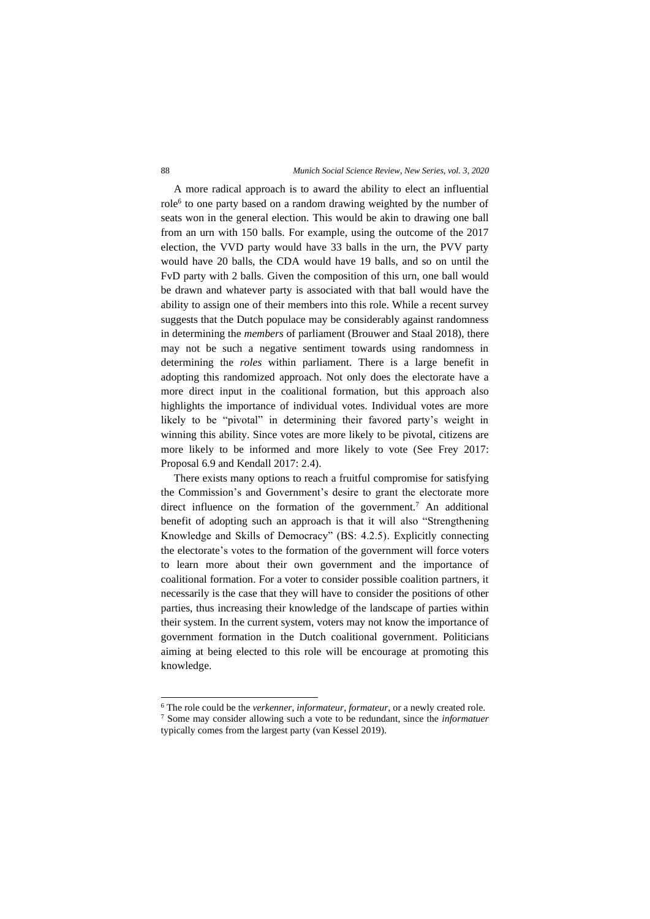A more radical approach is to award the ability to elect an influential role[6] to one party based on a random drawing weighted by the number of seats won in the general election. This would be akin to drawing one ball from an urn with 150 balls. For example, using the outcome of the 2017 election, the VVD party would have 33 balls in the urn, the PVV party would have 20 balls, the CDA would have 19 balls, and so on until the FvD party with 2 balls. Given the composition of this urn, one ball would be drawn and whatever party is associated with that ball would have the ability to assign one of their members into this role. While a recent survey suggests that the Dutch populace may be considerably against randomness in determining the *members* of parliament (Brouwer and Staal 2018), there may not be such a negative sentiment towards using randomness in determining the *roles* within parliament. There is a large benefit in adopting this randomized approach. Not only does the electorate have a more direct input in the coalitional formation, but this approach also highlights the importance of individual votes. Individual votes are more likely to be "pivotal" in determining their favored party's weight in winning this ability. Since votes are more likely to be pivotal, citizens are more likely to be informed and more likely to vote (See Frey 2017: Proposal 6.9 and Kendall 2017: 2.4).

There exists many options to reach a fruitful compromise for satisfying the Commission's and Government's desire to grant the electorate more direct influence on the formation of the government.[7] An additional benefit of adopting such an approach is that it will also "Strengthening Knowledge and Skills of Democracy" (BS: 4.2.5). Explicitly connecting the electorate's votes to the formation of the government will force voters to learn more about their own government and the importance of coalitional formation. For a voter to consider possible coalition partners, it necessarily is the case that they will have to consider the positions of other parties, thus increasing their knowledge of the landscape of parties within their system. In the current system, voters may not know the importance of government formation in the Dutch coalitional government. Politicians aiming at being elected to this role will be encourage at promoting this knowledge.

---

[6] The role could be the *verkenner*, *informateur*, *formateur*, or a newly created role.

[7] Some may consider allowing such a vote to be redundant, since the *informatuer* typically comes from the largest party (van Kessel 2019).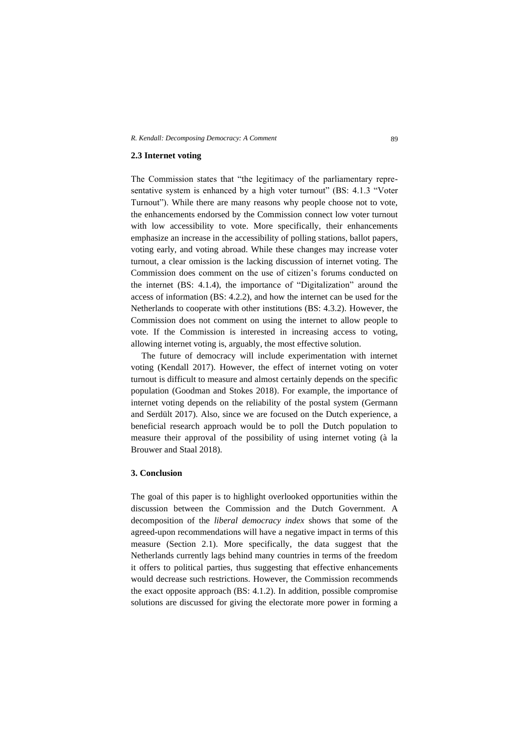## 2.3 Internet voting

The Commission states that "the legitimacy of the parliamentary representative system is enhanced by a high voter turnout" (BS: 4.1.3 "Voter Turnout"). While there are many reasons why people choose not to vote, the enhancements endorsed by the Commission connect low voter turnout with low accessibility to vote. More specifically, their enhancements emphasize an increase in the accessibility of polling stations, ballot papers, voting early, and voting abroad. While these changes may increase voter turnout, a clear omission is the lacking discussion of internet voting. The Commission does comment on the use of citizen's forums conducted on the internet (BS: 4.1.4), the importance of "Digitalization" around the access of information (BS: 4.2.2), and how the internet can be used for the Netherlands to cooperate with other institutions (BS: 4.3.2). However, the Commission does not comment on using the internet to allow people to vote. If the Commission is interested in increasing access to voting, allowing internet voting is, arguably, the most effective solution.

The future of democracy will include experimentation with internet voting (Kendall 2017). However, the effect of internet voting on voter turnout is difficult to measure and almost certainly depends on the specific population (Goodman and Stokes 2018). For example, the importance of internet voting depends on the reliability of the postal system (Germann and Serdült 2017). Also, since we are focused on the Dutch experience, a beneficial research approach would be to poll the Dutch population to measure their approval of the possibility of using internet voting (à la Brouwer and Staal 2018).

## 3. Conclusion

The goal of this paper is to highlight overlooked opportunities within the discussion between the Commission and the Dutch Government. A decomposition of the *liberal democracy index* shows that some of the agreed-upon recommendations will have a negative impact in terms of this measure (Section 2.1). More specifically, the data suggest that the Netherlands currently lags behind many countries in terms of the freedom it offers to political parties, thus suggesting that effective enhancements would decrease such restrictions. However, the Commission recommends the exact opposite approach (BS: 4.1.2). In addition, possible compromise solutions are discussed for giving the electorate more power in forming a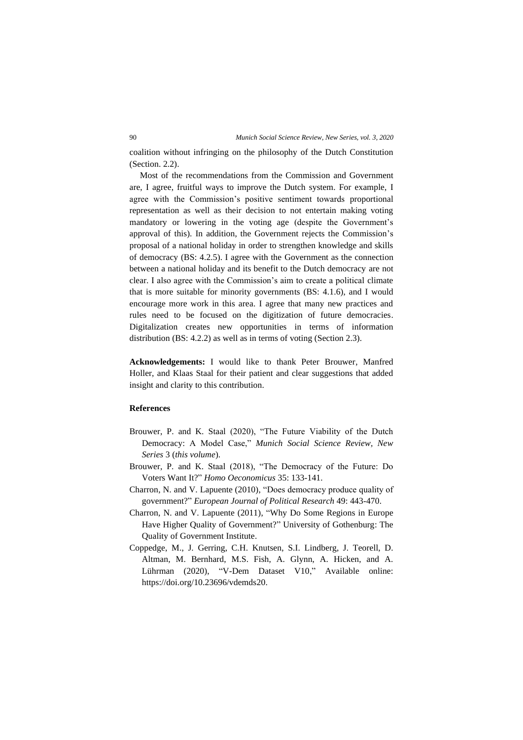coalition without infringing on the philosophy of the Dutch Constitution (Section. 2.2).

Most of the recommendations from the Commission and Government are, I agree, fruitful ways to improve the Dutch system. For example, I agree with the Commission's positive sentiment towards proportional representation as well as their decision to not entertain making voting mandatory or lowering in the voting age (despite the Government's approval of this). In addition, the Government rejects the Commission's proposal of a national holiday in order to strengthen knowledge and skills of democracy (BS: 4.2.5). I agree with the Government as the connection between a national holiday and its benefit to the Dutch democracy are not clear. I also agree with the Commission's aim to create a political climate that is more suitable for minority governments (BS: 4.1.6), and I would encourage more work in this area. I agree that many new practices and rules need to be focused on the digitization of future democracies. Digitalization creates new opportunities in terms of information distribution (BS: 4.2.2) as well as in terms of voting (Section 2.3).

**Acknowledgements:** I would like to thank Peter Brouwer, Manfred Holler, and Klaas Staal for their patient and clear suggestions that added insight and clarity to this contribution.

**References**

Brouwer, P. and K. Staal (2020), "The Future Viability of the Dutch Democracy: A Model Case," *Munich Social Science Review, New Series* 3 (*this volume*).

Brouwer, P. and K. Staal (2018), "The Democracy of the Future: Do Voters Want It?" *Homo Oeconomicus* 35: 133-141.

Charron, N. and V. Lapuente (2010), "Does democracy produce quality of government?" *European Journal of Political Research* 49: 443-470.

Charron, N. and V. Lapuente (2011), "Why Do Some Regions in Europe Have Higher Quality of Government?" University of Gothenburg: The Quality of Government Institute.

Coppedge, M., J. Gerring, C.H. Knutsen, S.I. Lindberg, J. Teorell, D. Altman, M. Bernhard, M.S. Fish, A. Glynn, A. Hicken, and A. Lührman (2020), "V-Dem Dataset V10," Available online: https://doi.org/10.23696/vdemds20.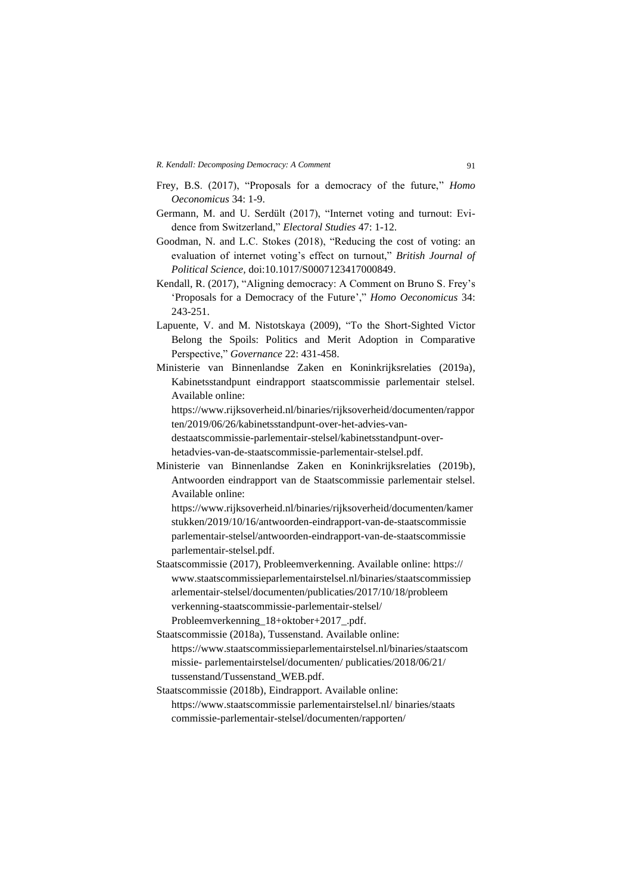Frey, B.S. (2017), "Proposals for a democracy of the future," *Homo Oeconomicus* 34: 1-9.

Germann, M. and U. Serdült (2017), "Internet voting and turnout: Evidence from Switzerland," *Electoral Studies* 47: 1-12.

Goodman, N. and L.C. Stokes (2018), "Reducing the cost of voting: an evaluation of internet voting's effect on turnout," *British Journal of Political Science*, doi:10.1017/S0007123417000849.

Kendall, R. (2017), "Aligning democracy: A Comment on Bruno S. Frey's 'Proposals for a Democracy of the Future'," *Homo Oeconomicus* 34: 243-251.

Lapuente, V. and M. Nistotskaya (2009), "To the Short-Sighted Victor Belong the Spoils: Politics and Merit Adoption in Comparative Perspective," *Governance* 22: 431-458.

Ministerie van Binnenlandse Zaken en Koninkrijksrelaties (2019a), Kabinetsstandpunt eindrapport staatscommissie parlementair stelsel. Available online: https://www.rijksoverheid.nl/binaries/rijksoverheid/documenten/rapporten/2019/06/26/kabinetsstandpunt-over-het-advies-van-destaatscommissie-parlementair-stelsel/kabinetsstandpunt-over-hetadvies-van-de-staatscommissie-parlementair-stelsel.pdf.

Ministerie van Binnenlandse Zaken en Koninkrijksrelaties (2019b), Antwoorden eindrapport van de Staatscommissie parlementair stelsel. Available online: https://www.rijksoverheid.nl/binaries/rijksoverheid/documenten/kamerstukken/2019/10/16/antwoorden-eindrapport-van-de-staatscommissie parlementair-stelsel/antwoorden-eindrapport-van-de-staatscommissie parlementair-stelsel.pdf.

Staatscommissie (2017), Probleemverkenning. Available online: https://www.staatscommissieparlementairstelsel.nl/binaries/staatscommissieparlementair-stelsel/documenten/publicaties/2017/10/18/probleem verkenning-staatscommissie-parlementair-stelsel/Probleemverkenning_18+oktober+2017_.pdf.

Staatscommissie (2018a), Tussenstand. Available online: https://www.staatscommissieparlementairstelsel.nl/binaries/staatscommissie- parlementairstelsel/documenten/ publicaties/2018/06/21/tussenstand/Tussenstand_WEB.pdf.

Staatscommissie (2018b), Eindrapport. Available online: https://www.staatscommissie parlementairstelsel.nl/ binaries/staats commissie-parlementair-stelsel/documenten/rapporten/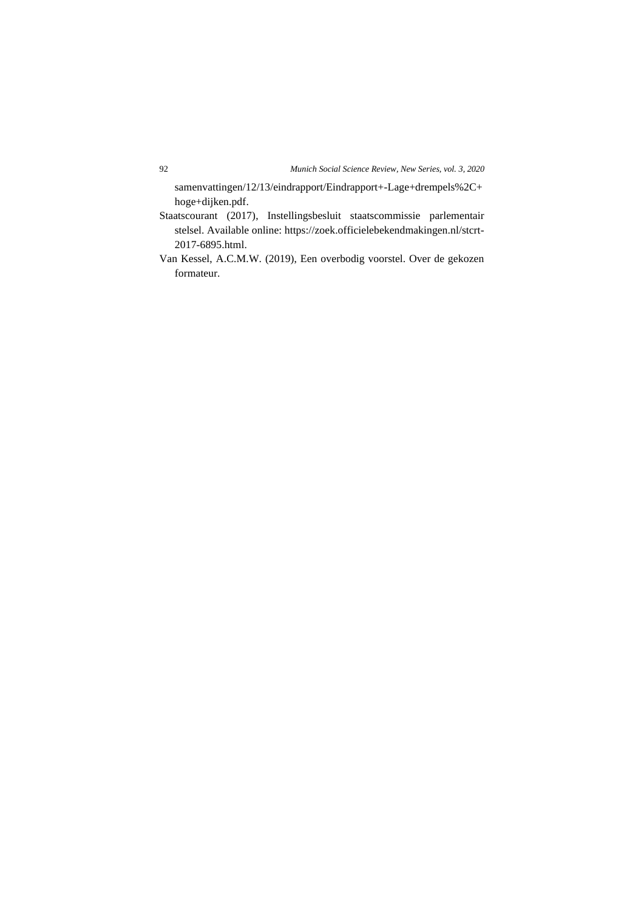samenvattingen/12/13/eindrapport/Eindrapport+-Lage+drempels%2C+hoge+dijken.pdf.

Staatscourant (2017), Instellingsbesluit staatscommissie parlementair stelsel. Available online: https://zoek.officielebekendmakingen.nl/stcrt-2017-6895.html.

Van Kessel, A.C.M.W. (2019), Een overbodig voorstel. Over de gekozen formateur.